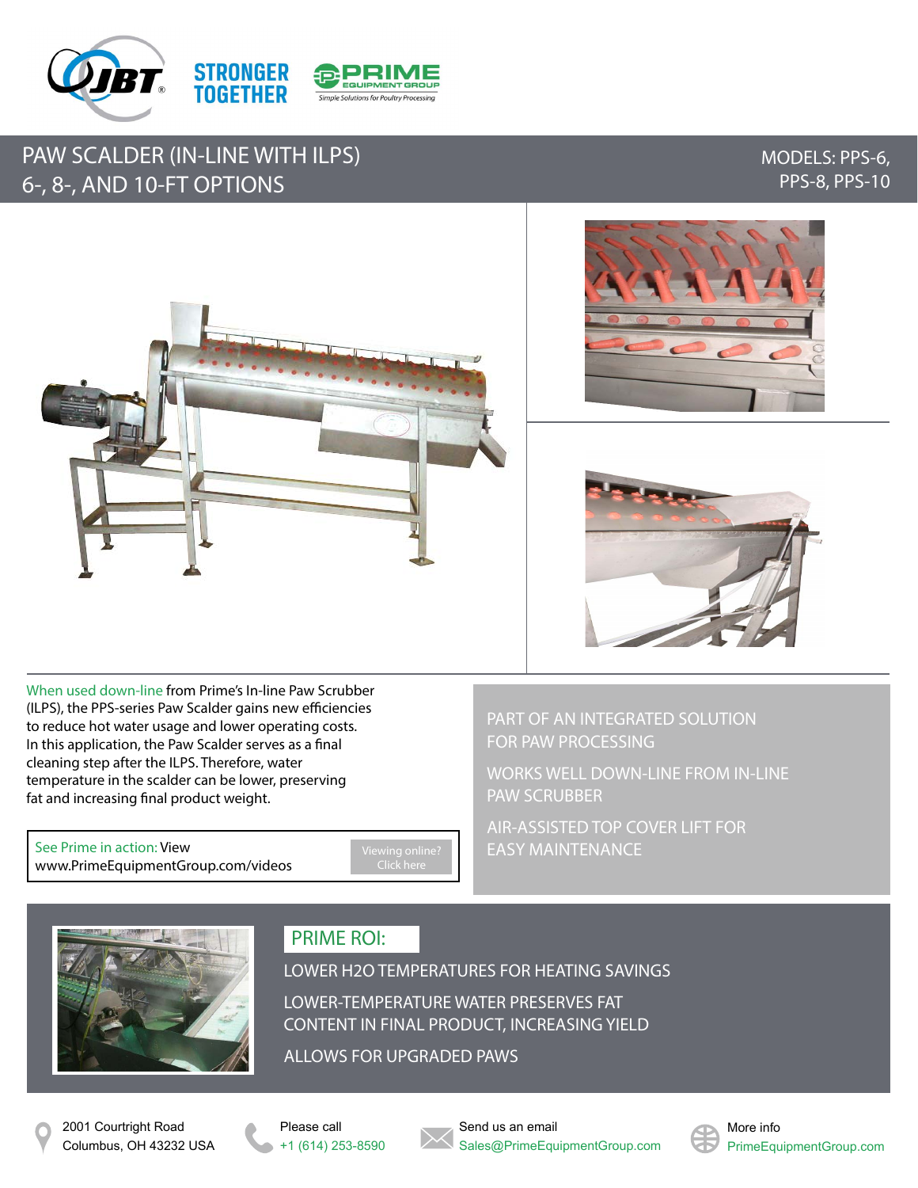STRONGER TOGETHER

PRIME EQUIPMENT GROUP

*Simple Solutions for Poultry Processing*

# PAW SCALDER (IN-LINE WITH ILPS) 6-, 8-, AND 10-FT OPTIONS

MODELS: PPS-6, PPS-8, PPS-10

When used down-line from Prime's In-line Paw Scrubber (ILPS), the PPS-series Paw Scalder gains new efficiencies to reduce hot water usage and lower operating costs. In this application, the Paw Scalder serves as a final cleaning step after the ILPS. Therefore, water temperature in the scalder can be lower, preserving fat and increasing final product weight.

See Prime in action: View www.PrimeEquipmentGroup.com/videos

Viewing online? Click here

- PART OF AN INTEGRATED SOLUTION FOR PAW PROCESSING
- WORKS WELL DOWN-LINE FROM IN-LINE PAW SCRUBBER
- AIR-ASSISTED TOP COVER LIFT FOR EASY MAINTENANCE

## PRIME ROI:

- LOWER H2O TEMPERATURES FOR HEATING SAVINGS
- LOWER-TEMPERATURE WATER PRESERVES FAT CONTENT IN FINAL PRODUCT, INCREASING YIELD
- ALLOWS FOR UPGRADED PAWS

2001 Courtright Road
Columbus, OH 43232 USA

Please call
+1 (614) 253-8590

Send us an email
Sales@PrimeEquipmentGroup.com

More info
PrimeEquipmentGroup.com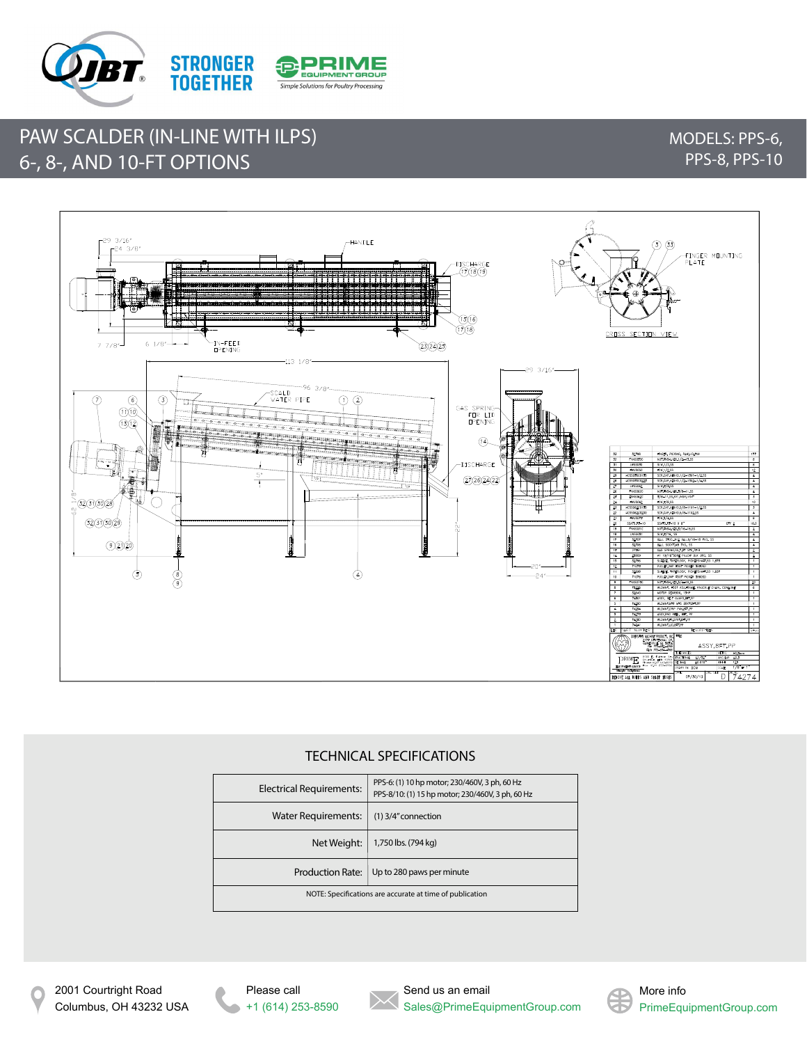# PAW SCALDER (IN-LINE WITH ILPS) 6-, 8-, AND 10-FT OPTIONS

MODELS: PPS-6, PPS-8, PPS-10

HANDLE

DISCHARGE

IN-FEED OPENING

FINGER MOUNTING PLATE

CROSS SECTION VIEW

SCALD WATER PIPE

GAS SPRING FOR LID OPENING

DISCHARGE

## TECHNICAL SPECIFICATIONS

| | |
|---|---|
| Electrical Requirements: | PPS-6: (1) 10 hp motor; 230/460V, 3 ph, 60 Hz<br>PPS-8/10: (1) 15 hp motor; 230/460V, 3 ph, 60 Hz |
| Water Requirements: | (1) 3/4" connection |
| Net Weight: | 1,750 lbs. (794 kg) |
| Production Rate: | Up to 280 paws per minute |
| NOTE: Specifications are accurate at time of publication | |

2001 Courtright Road
Columbus, OH 43232 USA

Please call
+1 (614) 253-8590

Send us an email
Sales@PrimeEquipmentGroup.com

More info
PrimeEquipmentGroup.com